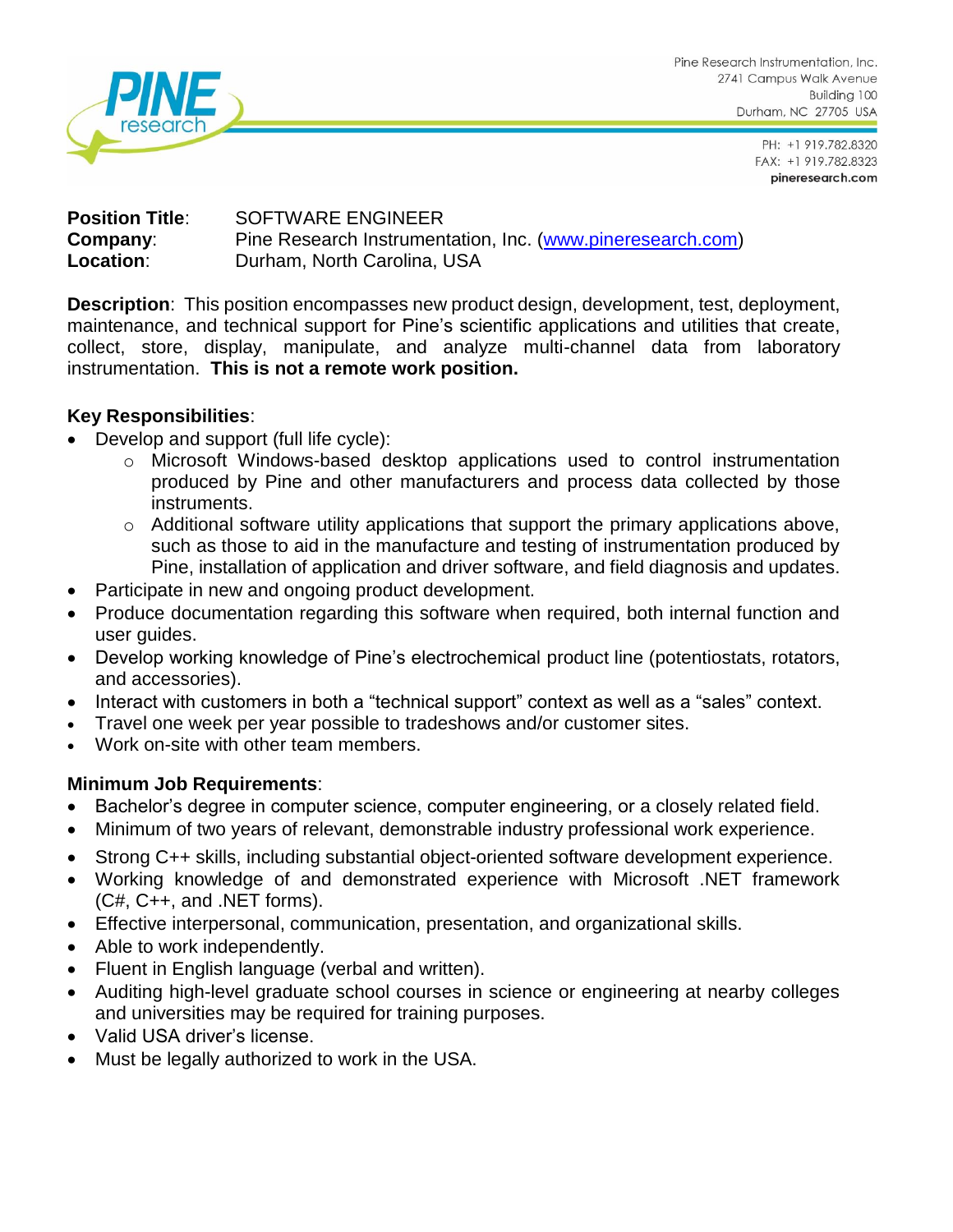Pine Research Instrumentation, Inc.
2741 Campus Walk Avenue
Building 100
Durham, NC 27705 USA

PH: +1 919.782.8320
FAX: +1 919.782.8323
pineresearch.com

**Position Title**: SOFTWARE ENGINEER
**Company**: Pine Research Instrumentation, Inc. (www.pineresearch.com)
**Location**: Durham, North Carolina, USA

**Description**: This position encompasses new product design, development, test, deployment, maintenance, and technical support for Pine's scientific applications and utilities that create, collect, store, display, manipulate, and analyze multi-channel data from laboratory instrumentation. **This is not a remote work position.**

**Key Responsibilities**:

- Develop and support (full life cycle):
  - Microsoft Windows-based desktop applications used to control instrumentation produced by Pine and other manufacturers and process data collected by those instruments.
  - Additional software utility applications that support the primary applications above, such as those to aid in the manufacture and testing of instrumentation produced by Pine, installation of application and driver software, and field diagnosis and updates.
- Participate in new and ongoing product development.
- Produce documentation regarding this software when required, both internal function and user guides.
- Develop working knowledge of Pine's electrochemical product line (potentiostats, rotators, and accessories).
- Interact with customers in both a "technical support" context as well as a "sales" context.
- Travel one week per year possible to tradeshows and/or customer sites.
- Work on-site with other team members.

**Minimum Job Requirements**:

- Bachelor's degree in computer science, computer engineering, or a closely related field.
- Minimum of two years of relevant, demonstrable industry professional work experience.
- Strong C++ skills, including substantial object-oriented software development experience.
- Working knowledge of and demonstrated experience with Microsoft .NET framework (C#, C++, and .NET forms).
- Effective interpersonal, communication, presentation, and organizational skills.
- Able to work independently.
- Fluent in English language (verbal and written).
- Auditing high-level graduate school courses in science or engineering at nearby colleges and universities may be required for training purposes.
- Valid USA driver's license.
- Must be legally authorized to work in the USA.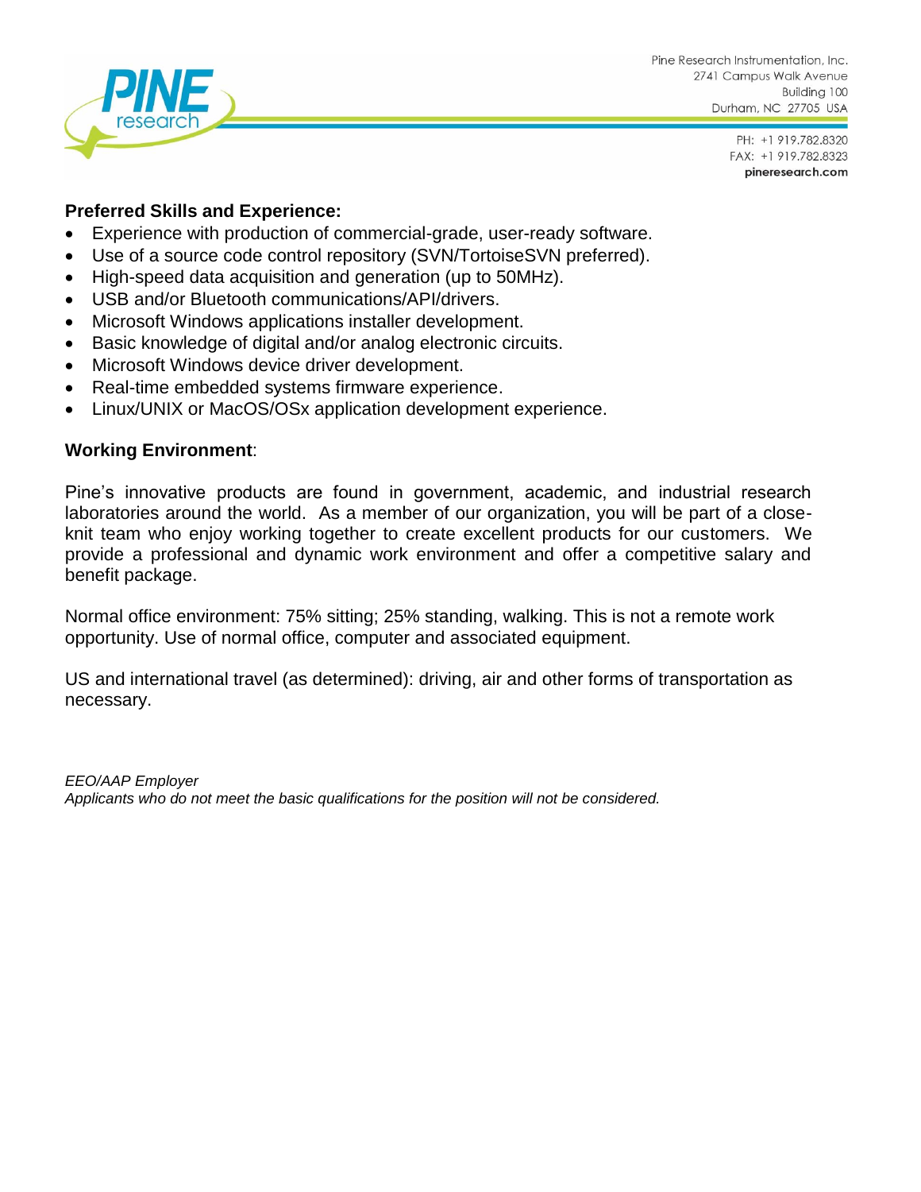**Preferred Skills and Experience:**

- Experience with production of commercial-grade, user-ready software.
- Use of a source code control repository (SVN/TortoiseSVN preferred).
- High-speed data acquisition and generation (up to 50MHz).
- USB and/or Bluetooth communications/API/drivers.
- Microsoft Windows applications installer development.
- Basic knowledge of digital and/or analog electronic circuits.
- Microsoft Windows device driver development.
- Real-time embedded systems firmware experience.
- Linux/UNIX or MacOS/OSx application development experience.

**Working Environment**:

Pine's innovative products are found in government, academic, and industrial research laboratories around the world. As a member of our organization, you will be part of a close-knit team who enjoy working together to create excellent products for our customers. We provide a professional and dynamic work environment and offer a competitive salary and benefit package.

Normal office environment: 75% sitting; 25% standing, walking. This is not a remote work opportunity. Use of normal office, computer and associated equipment.

US and international travel (as determined): driving, air and other forms of transportation as necessary.

*EEO/AAP Employer*
*Applicants who do not meet the basic qualifications for the position will not be considered.*